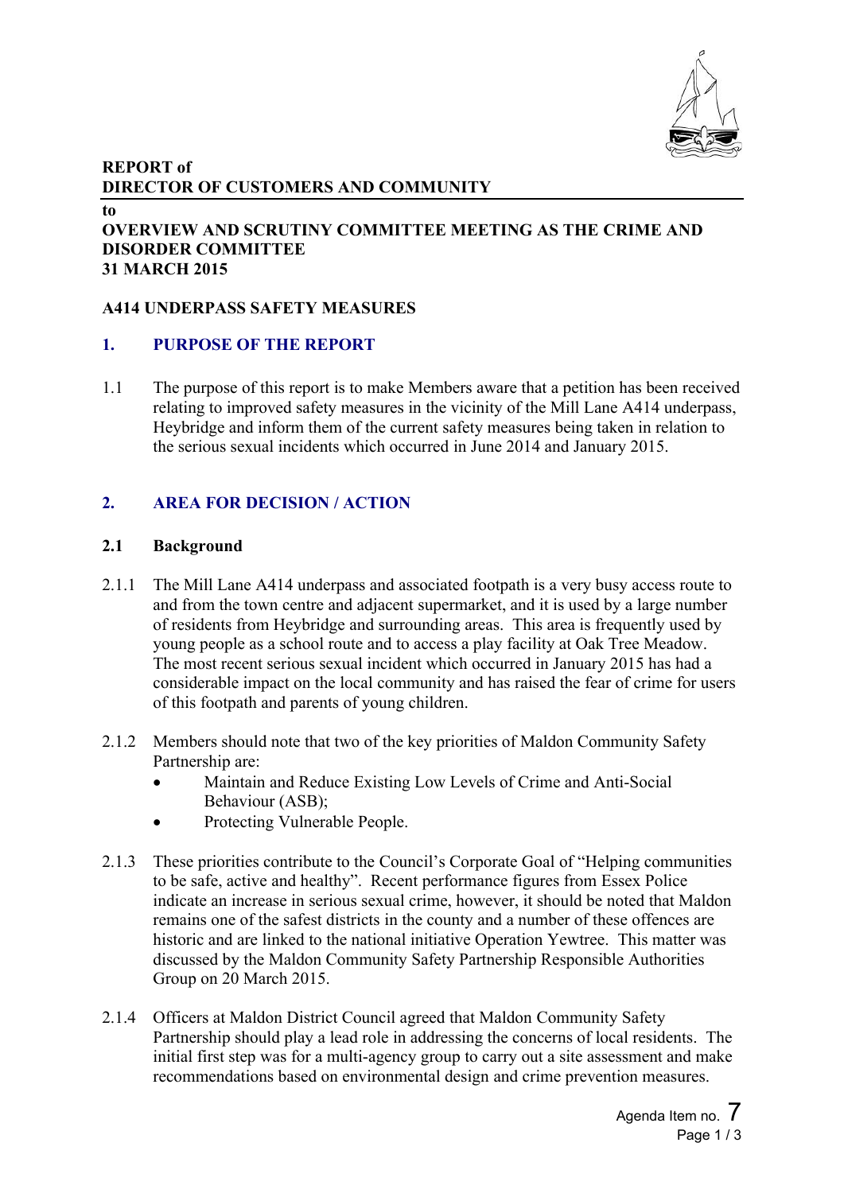**REPORT of**
**DIRECTOR OF CUSTOMERS AND COMMUNITY**

**to**
**OVERVIEW AND SCRUTINY COMMITTEE MEETING AS THE CRIME AND DISORDER COMMITTEE**
**31 MARCH 2015**

**A414 UNDERPASS SAFETY MEASURES**

## 1. PURPOSE OF THE REPORT

1.1 The purpose of this report is to make Members aware that a petition has been received relating to improved safety measures in the vicinity of the Mill Lane A414 underpass, Heybridge and inform them of the current safety measures being taken in relation to the serious sexual incidents which occurred in June 2014 and January 2015.

## 2. AREA FOR DECISION / ACTION

### 2.1 Background

2.1.1 The Mill Lane A414 underpass and associated footpath is a very busy access route to and from the town centre and adjacent supermarket, and it is used by a large number of residents from Heybridge and surrounding areas. This area is frequently used by young people as a school route and to access a play facility at Oak Tree Meadow. The most recent serious sexual incident which occurred in January 2015 has had a considerable impact on the local community and has raised the fear of crime for users of this footpath and parents of young children.

2.1.2 Members should note that two of the key priorities of Maldon Community Safety Partnership are:

- Maintain and Reduce Existing Low Levels of Crime and Anti-Social Behaviour (ASB);
- Protecting Vulnerable People.

2.1.3 These priorities contribute to the Council's Corporate Goal of "Helping communities to be safe, active and healthy". Recent performance figures from Essex Police indicate an increase in serious sexual crime, however, it should be noted that Maldon remains one of the safest districts in the county and a number of these offences are historic and are linked to the national initiative Operation Yewtree. This matter was discussed by the Maldon Community Safety Partnership Responsible Authorities Group on 20 March 2015.

2.1.4 Officers at Maldon District Council agreed that Maldon Community Safety Partnership should play a lead role in addressing the concerns of local residents. The initial first step was for a multi-agency group to carry out a site assessment and make recommendations based on environmental design and crime prevention measures.

Agenda Item no. 7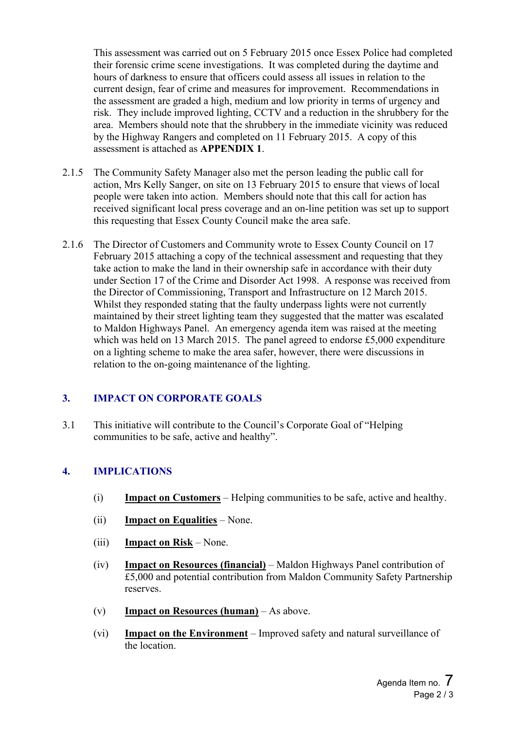This assessment was carried out on 5 February 2015 once Essex Police had completed their forensic crime scene investigations. It was completed during the daytime and hours of darkness to ensure that officers could assess all issues in relation to the current design, fear of crime and measures for improvement. Recommendations in the assessment are graded a high, medium and low priority in terms of urgency and risk. They include improved lighting, CCTV and a reduction in the shrubbery for the area. Members should note that the shrubbery in the immediate vicinity was reduced by the Highway Rangers and completed on 11 February 2015. A copy of this assessment is attached as **APPENDIX 1**.

2.1.5 The Community Safety Manager also met the person leading the public call for action, Mrs Kelly Sanger, on site on 13 February 2015 to ensure that views of local people were taken into action. Members should note that this call for action has received significant local press coverage and an on-line petition was set up to support this requesting that Essex County Council make the area safe.

2.1.6 The Director of Customers and Community wrote to Essex County Council on 17 February 2015 attaching a copy of the technical assessment and requesting that they take action to make the land in their ownership safe in accordance with their duty under Section 17 of the Crime and Disorder Act 1998. A response was received from the Director of Commissioning, Transport and Infrastructure on 12 March 2015. Whilst they responded stating that the faulty underpass lights were not currently maintained by their street lighting team they suggested that the matter was escalated to Maldon Highways Panel. An emergency agenda item was raised at the meeting which was held on 13 March 2015. The panel agreed to endorse £5,000 expenditure on a lighting scheme to make the area safer, however, there were discussions in relation to the on-going maintenance of the lighting.

## 3. IMPACT ON CORPORATE GOALS

3.1 This initiative will contribute to the Council's Corporate Goal of "Helping communities to be safe, active and healthy".

## 4. IMPLICATIONS

(i) **Impact on Customers** – Helping communities to be safe, active and healthy.

(ii) **Impact on Equalities** – None.

(iii) **Impact on Risk** – None.

(iv) **Impact on Resources (financial)** – Maldon Highways Panel contribution of £5,000 and potential contribution from Maldon Community Safety Partnership reserves.

(v) **Impact on Resources (human)** – As above.

(vi) **Impact on the Environment** – Improved safety and natural surveillance of the location.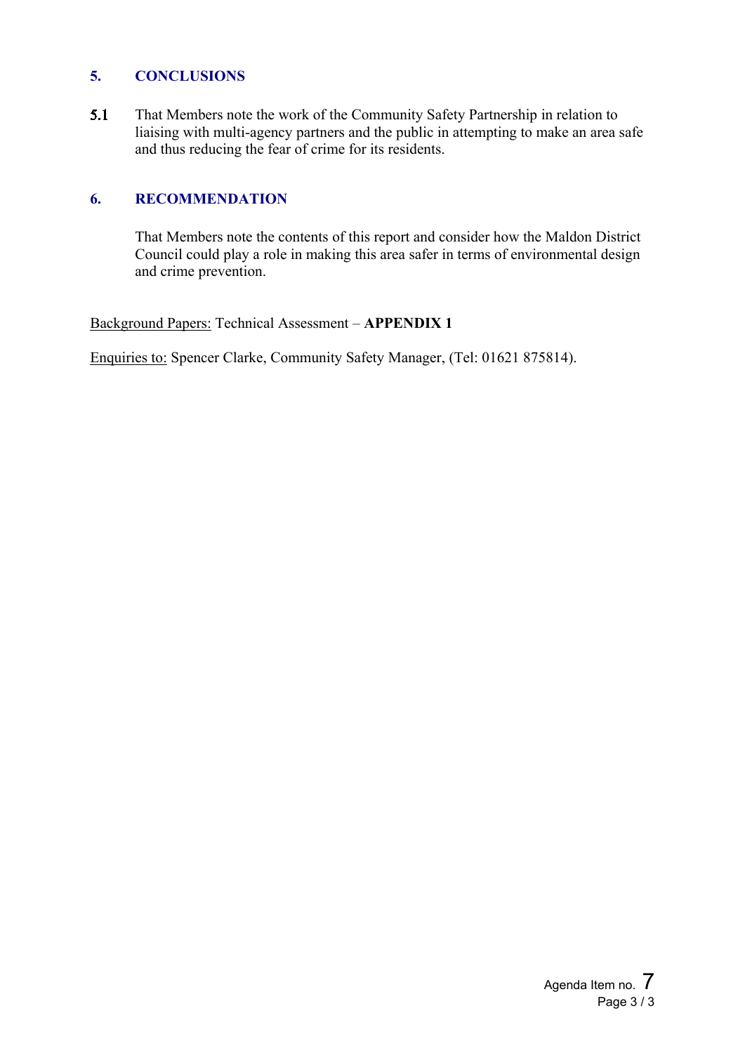## 5. CONCLUSIONS

5.1 That Members note the work of the Community Safety Partnership in relation to liaising with multi-agency partners and the public in attempting to make an area safe and thus reducing the fear of crime for its residents.

## 6. RECOMMENDATION

That Members note the contents of this report and consider how the Maldon District Council could play a role in making this area safer in terms of environmental design and crime prevention.

Background Papers: Technical Assessment – **APPENDIX 1**

Enquiries to: Spencer Clarke, Community Safety Manager, (Tel: 01621 875814).

Agenda Item no. 7